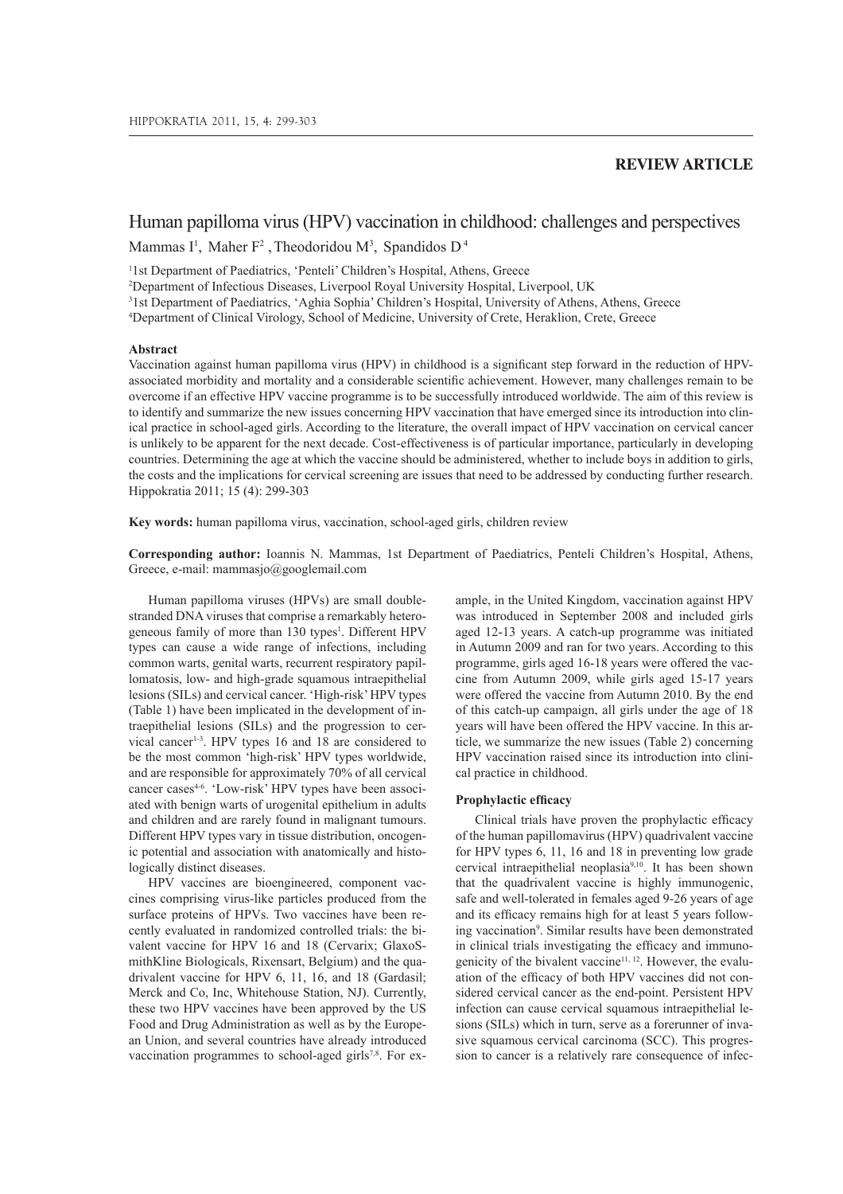**REVIEW ARTICLE**

# Human papilloma virus (HPV) vaccination in childhood: challenges and perspectives

Mammas I[1], Maher F[2], Theodoridou M[3], Spandidos D[4]

[1]1st Department of Paediatrics, 'Penteli' Children's Hospital, Athens, Greece
[2]Department of Infectious Diseases, Liverpool Royal University Hospital, Liverpool, UK
[3]1st Department of Paediatrics, 'Aghia Sophia' Children's Hospital, University of Athens, Athens, Greece
[4]Department of Clinical Virology, School of Medicine, University of Crete, Heraklion, Crete, Greece

### Abstract

Vaccination against human papilloma virus (HPV) in childhood is a significant step forward in the reduction of HPV-associated morbidity and mortality and a considerable scientific achievement. However, many challenges remain to be overcome if an effective HPV vaccine programme is to be successfully introduced worldwide. The aim of this review is to identify and summarize the new issues concerning HPV vaccination that have emerged since its introduction into clinical practice in school-aged girls. According to the literature, the overall impact of HPV vaccination on cervical cancer is unlikely to be apparent for the next decade. Cost-effectiveness is of particular importance, particularly in developing countries. Determining the age at which the vaccine should be administered, whether to include boys in addition to girls, the costs and the implications for cervical screening are issues that need to be addressed by conducting further research. Hippokratia 2011; 15 (4): 299-303

**Key words:** human papilloma virus, vaccination, school-aged girls, children review

**Corresponding author:** Ioannis N. Mammas, 1st Department of Paediatrics, Penteli Children's Hospital, Athens, Greece, e-mail: mammasjo@googlemail.com

Human papilloma viruses (HPVs) are small double-stranded DNA viruses that comprise a remarkably heterogeneous family of more than 130 types[1]. Different HPV types can cause a wide range of infections, including common warts, genital warts, recurrent respiratory papillomatosis, low- and high-grade squamous intraepithelial lesions (SILs) and cervical cancer. 'High-risk' HPV types (Table 1) have been implicated in the development of intraepithelial lesions (SILs) and the progression to cervical cancer[1-3]. HPV types 16 and 18 are considered to be the most common 'high-risk' HPV types worldwide, and are responsible for approximately 70% of all cervical cancer cases[4-6]. 'Low-risk' HPV types have been associated with benign warts of urogenital epithelium in adults and children and are rarely found in malignant tumours. Different HPV types vary in tissue distribution, oncogenic potential and association with anatomically and histologically distinct diseases.

HPV vaccines are bioengineered, component vaccines comprising virus-like particles produced from the surface proteins of HPVs. Two vaccines have been recently evaluated in randomized controlled trials: the bivalent vaccine for HPV 16 and 18 (Cervarix; GlaxoSmithKline Biologicals, Rixensart, Belgium) and the quadrivalent vaccine for HPV 6, 11, 16, and 18 (Gardasil; Merck and Co, Inc, Whitehouse Station, NJ). Currently, these two HPV vaccines have been approved by the US Food and Drug Administration as well as by the European Union, and several countries have already introduced vaccination programmes to school-aged girls[7,8]. For example, in the United Kingdom, vaccination against HPV was introduced in September 2008 and included girls aged 12-13 years. A catch-up programme was initiated in Autumn 2009 and ran for two years. According to this programme, girls aged 16-18 years were offered the vaccine from Autumn 2009, while girls aged 15-17 years were offered the vaccine from Autumn 2010. By the end of this catch-up campaign, all girls under the age of 18 years will have been offered the HPV vaccine. In this article, we summarize the new issues (Table 2) concerning HPV vaccination raised since its introduction into clinical practice in childhood.

### Prophylactic efficacy

Clinical trials have proven the prophylactic efficacy of the human papillomavirus (HPV) quadrivalent vaccine for HPV types 6, 11, 16 and 18 in preventing low grade cervical intraepithelial neoplasia[9,10]. It has been shown that the quadrivalent vaccine is highly immunogenic, safe and well-tolerated in females aged 9-26 years of age and its efficacy remains high for at least 5 years following vaccination[9]. Similar results have been demonstrated in clinical trials investigating the efficacy and immunogenicity of the bivalent vaccine[11,12]. However, the evaluation of the efficacy of both HPV vaccines did not consider cervical cancer as the end-point. Persistent HPV infection can cause cervical squamous intraepithelial lesions (SILs) which in turn, serve as a forerunner of invasive squamous cervical carcinoma (SCC). This progression to cancer is a relatively rare consequence of infec-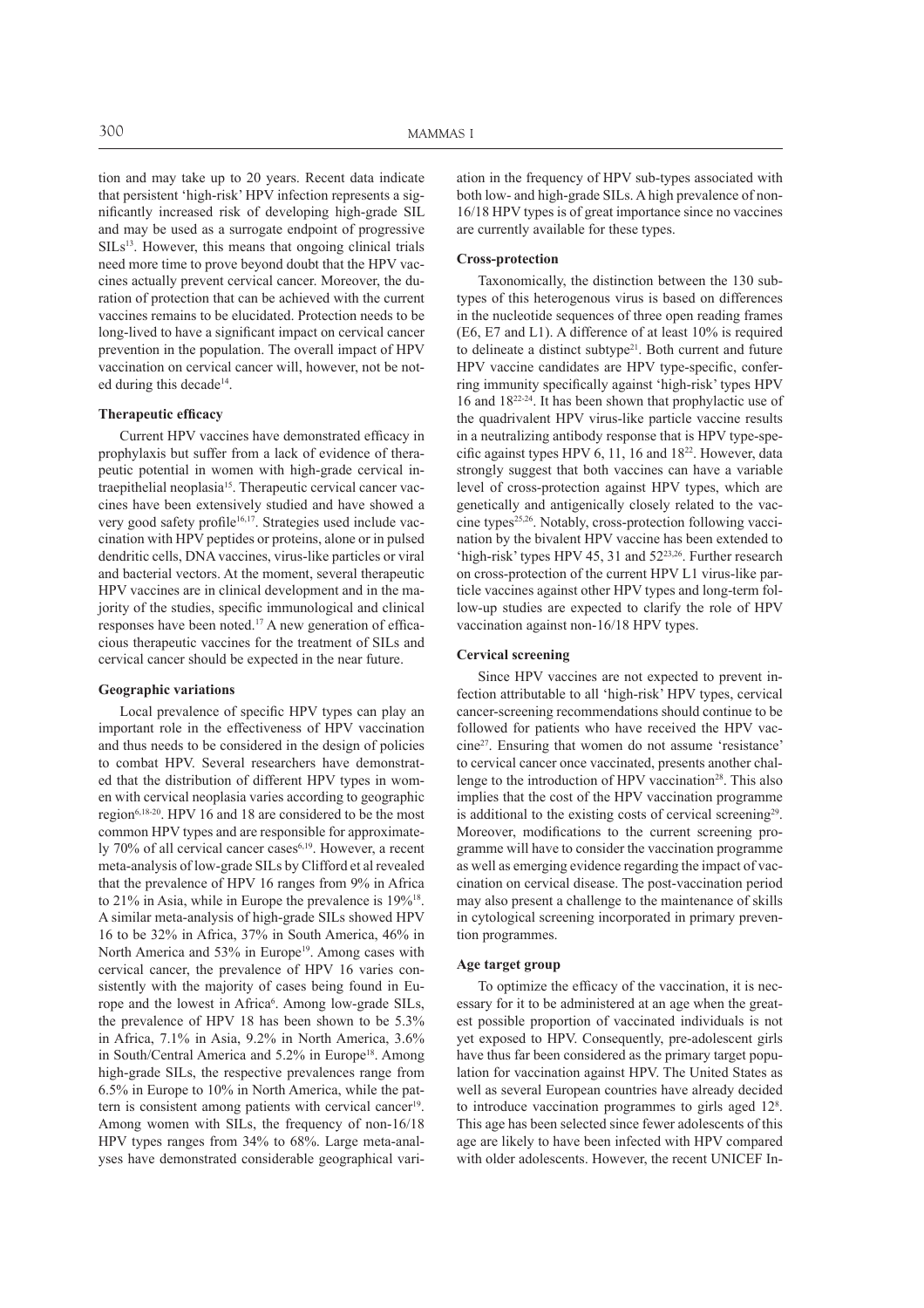tion and may take up to 20 years. Recent data indicate that persistent 'high-risk' HPV infection represents a significantly increased risk of developing high-grade SIL and may be used as a surrogate endpoint of progressive SILs[13]. However, this means that ongoing clinical trials need more time to prove beyond doubt that the HPV vaccines actually prevent cervical cancer. Moreover, the duration of protection that can be achieved with the current vaccines remains to be elucidated. Protection needs to be long-lived to have a significant impact on cervical cancer prevention in the population. The overall impact of HPV vaccination on cervical cancer will, however, not be noted during this decade[14].

### Therapeutic efficacy

Current HPV vaccines have demonstrated efficacy in prophylaxis but suffer from a lack of evidence of therapeutic potential in women with high-grade cervical intraepithelial neoplasia[15]. Therapeutic cervical cancer vaccines have been extensively studied and have showed a very good safety profile[16,17]. Strategies used include vaccination with HPV peptides or proteins, alone or in pulsed dendritic cells, DNA vaccines, virus-like particles or viral and bacterial vectors. At the moment, several therapeutic HPV vaccines are in clinical development and in the majority of the studies, specific immunological and clinical responses have been noted.[17] A new generation of efficacious therapeutic vaccines for the treatment of SILs and cervical cancer should be expected in the near future.

### Geographic variations

Local prevalence of specific HPV types can play an important role in the effectiveness of HPV vaccination and thus needs to be considered in the design of policies to combat HPV. Several researchers have demonstrated that the distribution of different HPV types in women with cervical neoplasia varies according to geographic region[6,18-20]. HPV 16 and 18 are considered to be the most common HPV types and are responsible for approximately 70% of all cervical cancer cases[6,19]. However, a recent meta-analysis of low-grade SILs by Clifford et al revealed that the prevalence of HPV 16 ranges from 9% in Africa to 21% in Asia, while in Europe the prevalence is 19%[18]. A similar meta-analysis of high-grade SILs showed HPV 16 to be 32% in Africa, 37% in South America, 46% in North America and 53% in Europe[19]. Among cases with cervical cancer, the prevalence of HPV 16 varies consistently with the majority of cases being found in Europe and the lowest in Africa[6]. Among low-grade SILs, the prevalence of HPV 18 has been shown to be 5.3% in Africa, 7.1% in Asia, 9.2% in North America, 3.6% in South/Central America and 5.2% in Europe[18]. Among high-grade SILs, the respective prevalences range from 6.5% in Europe to 10% in North America, while the pattern is consistent among patients with cervical cancer[19]. Among women with SILs, the frequency of non-16/18 HPV types ranges from 34% to 68%. Large meta-analyses have demonstrated considerable geographical variation in the frequency of HPV sub-types associated with both low- and high-grade SILs. A high prevalence of non-16/18 HPV types is of great importance since no vaccines are currently available for these types.

### Cross-protection

Taxonomically, the distinction between the 130 subtypes of this heterogenous virus is based on differences in the nucleotide sequences of three open reading frames (E6, E7 and L1). A difference of at least 10% is required to delineate a distinct subtype[21]. Both current and future HPV vaccine candidates are HPV type-specific, conferring immunity specifically against 'high-risk' types HPV 16 and 18[22-24]. It has been shown that prophylactic use of the quadrivalent HPV virus-like particle vaccine results in a neutralizing antibody response that is HPV type-specific against types HPV 6, 11, 16 and 18[22]. However, data strongly suggest that both vaccines can have a variable level of cross-protection against HPV types, which are genetically and antigenically closely related to the vaccine types[25,26]. Notably, cross-protection following vaccination by the bivalent HPV vaccine has been extended to 'high-risk' types HPV 45, 31 and 52[23,26]. Further research on cross-protection of the current HPV L1 virus-like particle vaccines against other HPV types and long-term follow-up studies are expected to clarify the role of HPV vaccination against non-16/18 HPV types.

### Cervical screening

Since HPV vaccines are not expected to prevent infection attributable to all 'high-risk' HPV types, cervical cancer-screening recommendations should continue to be followed for patients who have received the HPV vaccine[27]. Ensuring that women do not assume 'resistance' to cervical cancer once vaccinated, presents another challenge to the introduction of HPV vaccination[28]. This also implies that the cost of the HPV vaccination programme is additional to the existing costs of cervical screening[29]. Moreover, modifications to the current screening programme will have to consider the vaccination programme as well as emerging evidence regarding the impact of vaccination on cervical disease. The post-vaccination period may also present a challenge to the maintenance of skills in cytological screening incorporated in primary prevention programmes.

### Age target group

To optimize the efficacy of the vaccination, it is necessary for it to be administered at an age when the greatest possible proportion of vaccinated individuals is not yet exposed to HPV. Consequently, pre-adolescent girls have thus far been considered as the primary target population for vaccination against HPV. The United States as well as several European countries have already decided to introduce vaccination programmes to girls aged 12[8]. This age has been selected since fewer adolescents of this age are likely to have been infected with HPV compared with older adolescents. However, the recent UNICEF In-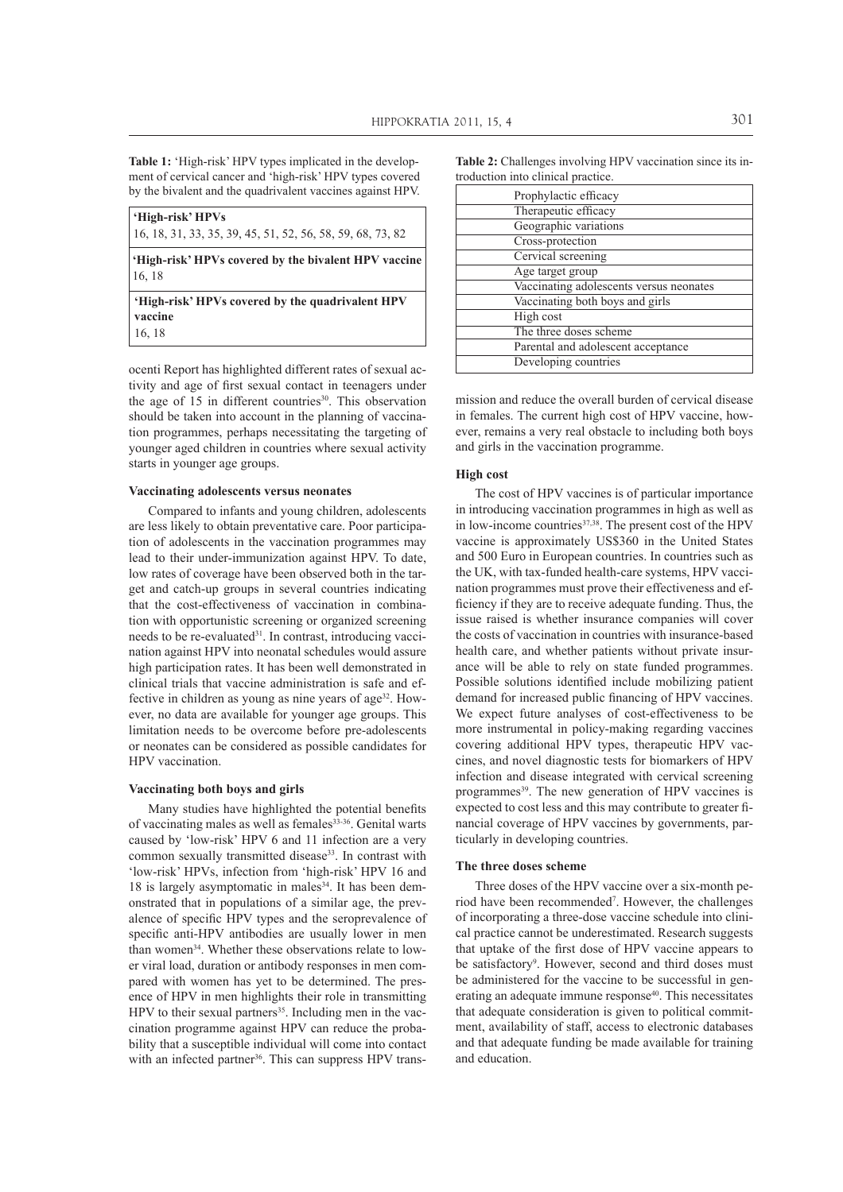**Table 1:** 'High-risk' HPV types implicated in the development of cervical cancer and 'high-risk' HPV types covered by the bivalent and the quadrivalent vaccines against HPV.

| **'High-risk' HPVs** |
|---|
| 16, 18, 31, 33, 35, 39, 45, 51, 52, 56, 58, 59, 68, 73, 82 |
| **'High-risk' HPVs covered by the bivalent HPV vaccine** |
| 16, 18 |
| **'High-risk' HPVs covered by the quadrivalent HPV vaccine** |
| 16, 18 |

**Table 2:** Challenges involving HPV vaccination since its introduction into clinical practice.

| Challenges |
|---|
| Prophylactic efficacy |
| Therapeutic efficacy |
| Geographic variations |
| Cross-protection |
| Cervical screening |
| Age target group |
| Vaccinating adolescents versus neonates |
| Vaccinating both boys and girls |
| High cost |
| The three doses scheme |
| Parental and adolescent acceptance |
| Developing countries |

ocenti Report has highlighted different rates of sexual activity and age of first sexual contact in teenagers under the age of 15 in different countries[30]. This observation should be taken into account in the planning of vaccination programmes, perhaps necessitating the targeting of younger aged children in countries where sexual activity starts in younger age groups.

### Vaccinating adolescents versus neonates

Compared to infants and young children, adolescents are less likely to obtain preventative care. Poor participation of adolescents in the vaccination programmes may lead to their under-immunization against HPV. To date, low rates of coverage have been observed both in the target and catch-up groups in several countries indicating that the cost-effectiveness of vaccination in combination with opportunistic screening or organized screening needs to be re-evaluated[31]. In contrast, introducing vaccination against HPV into neonatal schedules would assure high participation rates. It has been well demonstrated in clinical trials that vaccine administration is safe and effective in children as young as nine years of age[32]. However, no data are available for younger age groups. This limitation needs to be overcome before pre-adolescents or neonates can be considered as possible candidates for HPV vaccination.

### Vaccinating both boys and girls

Many studies have highlighted the potential benefits of vaccinating males as well as females[33-36]. Genital warts caused by 'low-risk' HPV 6 and 11 infection are a very common sexually transmitted disease[33]. In contrast with 'low-risk' HPVs, infection from 'high-risk' HPV 16 and 18 is largely asymptomatic in males[34]. It has been demonstrated that in populations of a similar age, the prevalence of specific HPV types and the seroprevalence of specific anti-HPV antibodies are usually lower in men than women[34]. Whether these observations relate to lower viral load, duration or antibody responses in men compared with women has yet to be determined. The presence of HPV in men highlights their role in transmitting HPV to their sexual partners[35]. Including men in the vaccination programme against HPV can reduce the probability that a susceptible individual will come into contact with an infected partner[36]. This can suppress HPV transmission and reduce the overall burden of cervical disease in females. The current high cost of HPV vaccine, however, remains a very real obstacle to including both boys and girls in the vaccination programme.

### High cost

The cost of HPV vaccines is of particular importance in introducing vaccination programmes in high as well as in low-income countries[37,38]. The present cost of the HPV vaccine is approximately US$360 in the United States and 500 Euro in European countries. In countries such as the UK, with tax-funded health-care systems, HPV vaccination programmes must prove their effectiveness and efficiency if they are to receive adequate funding. Thus, the issue raised is whether insurance companies will cover the costs of vaccination in countries with insurance-based health care, and whether patients without private insurance will be able to rely on state funded programmes. Possible solutions identified include mobilizing patient demand for increased public financing of HPV vaccines. We expect future analyses of cost-effectiveness to be more instrumental in policy-making regarding vaccines covering additional HPV types, therapeutic HPV vaccines, and novel diagnostic tests for biomarkers of HPV infection and disease integrated with cervical screening programmes[39]. The new generation of HPV vaccines is expected to cost less and this may contribute to greater financial coverage of HPV vaccines by governments, particularly in developing countries.

### The three doses scheme

Three doses of the HPV vaccine over a six-month period have been recommended[7]. However, the challenges of incorporating a three-dose vaccine schedule into clinical practice cannot be underestimated. Research suggests that uptake of the first dose of HPV vaccine appears to be satisfactory[9]. However, second and third doses must be administered for the vaccine to be successful in generating an adequate immune response[40]. This necessitates that adequate consideration is given to political commitment, availability of staff, access to electronic databases and that adequate funding be made available for training and education.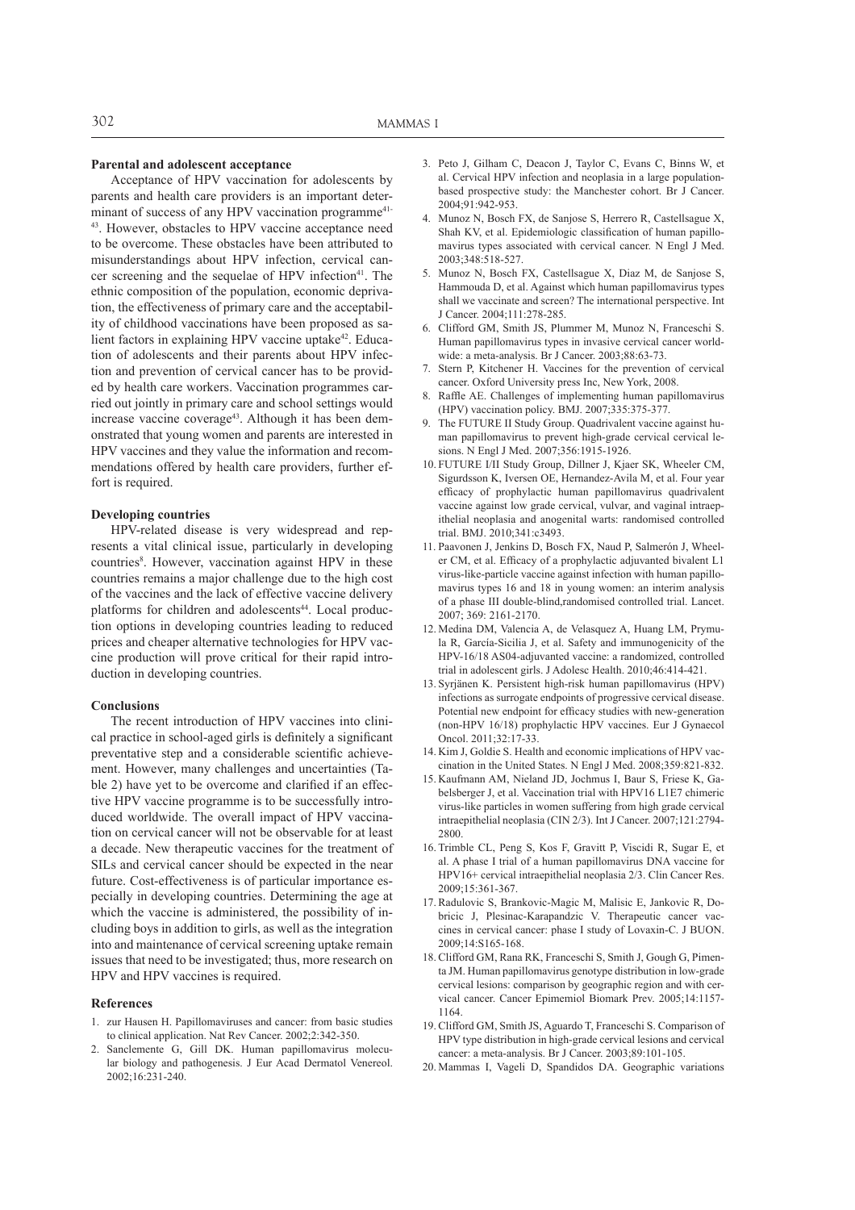**Parental and adolescent acceptance**

Acceptance of HPV vaccination for adolescents by parents and health care providers is an important determinant of success of any HPV vaccination programme[41-43]. However, obstacles to HPV vaccine acceptance need to be overcome. These obstacles have been attributed to misunderstandings about HPV infection, cervical cancer screening and the sequelae of HPV infection[41]. The ethnic composition of the population, economic deprivation, the effectiveness of primary care and the acceptability of childhood vaccinations have been proposed as salient factors in explaining HPV vaccine uptake[42]. Education of adolescents and their parents about HPV infection and prevention of cervical cancer has to be provided by health care workers. Vaccination programmes carried out jointly in primary care and school settings would increase vaccine coverage[43]. Although it has been demonstrated that young women and parents are interested in HPV vaccines and they value the information and recommendations offered by health care providers, further effort is required.

**Developing countries**

HPV-related disease is very widespread and represents a vital clinical issue, particularly in developing countries[8]. However, vaccination against HPV in these countries remains a major challenge due to the high cost of the vaccines and the lack of effective vaccine delivery platforms for children and adolescents[44]. Local production options in developing countries leading to reduced prices and cheaper alternative technologies for HPV vaccine production will prove critical for their rapid introduction in developing countries.

**Conclusions**

The recent introduction of HPV vaccines into clinical practice in school-aged girls is definitely a significant preventative step and a considerable scientific achievement. However, many challenges and uncertainties (Table 2) have yet to be overcome and clarified if an effective HPV vaccine programme is to be successfully introduced worldwide. The overall impact of HPV vaccination on cervical cancer will not be observable for at least a decade. New therapeutic vaccines for the treatment of SILs and cervical cancer should be expected in the near future. Cost-effectiveness is of particular importance especially in developing countries. Determining the age at which the vaccine is administered, the possibility of including boys in addition to girls, as well as the integration into and maintenance of cervical screening uptake remain issues that need to be investigated; thus, more research on HPV and HPV vaccines is required.

**References**

1. zur Hausen H. Papillomaviruses and cancer: from basic studies to clinical application. Nat Rev Cancer. 2002;2:342-350.
2. Sanclemente G, Gill DK. Human papillomavirus molecular biology and pathogenesis. J Eur Acad Dermatol Venereol. 2002;16:231-240.
3. Peto J, Gilham C, Deacon J, Taylor C, Evans C, Binns W, et al. Cervical HPV infection and neoplasia in a large population-based prospective study: the Manchester cohort. Br J Cancer. 2004;91:942-953.
4. Munoz N, Bosch FX, de Sanjose S, Herrero R, Castellsague X, Shah KV, et al. Epidemiologic classification of human papillomavirus types associated with cervical cancer. N Engl J Med. 2003;348:518-527.
5. Munoz N, Bosch FX, Castellsague X, Diaz M, de Sanjose S, Hammouda D, et al. Against which human papillomavirus types shall we vaccinate and screen? The international perspective. Int J Cancer. 2004;111:278-285.
6. Clifford GM, Smith JS, Plummer M, Munoz N, Franceschi S. Human papillomavirus types in invasive cervical cancer worldwide: a meta-analysis. Br J Cancer. 2003;88:63-73.
7. Stern P, Kitchener H. Vaccines for the prevention of cervical cancer. Oxford University press Inc, New York, 2008.
8. Raffle AE. Challenges of implementing human papillomavirus (HPV) vaccination policy. BMJ. 2007;335:375-377.
9. The FUTURE II Study Group. Quadrivalent vaccine against human papillomavirus to prevent high-grade cervical cervical lesions. N Engl J Med. 2007;356:1915-1926.
10. FUTURE I/II Study Group, Dillner J, Kjaer SK, Wheeler CM, Sigurdsson K, Iversen OE, Hernandez-Avila M, et al. Four year efficacy of prophylactic human papillomavirus quadrivalent vaccine against low grade cervical, vulvar, and vaginal intraepithelial neoplasia and anogenital warts: randomised controlled trial. BMJ. 2010;341:c3493.
11. Paavonen J, Jenkins D, Bosch FX, Naud P, Salmerón J, Wheeler CM, et al. Efficacy of a prophylactic adjuvanted bivalent L1 virus-like-particle vaccine against infection with human papillomavirus types 16 and 18 in young women: an interim analysis of a phase III double-blind,randomised controlled trial. Lancet. 2007; 369: 2161-2170.
12. Medina DM, Valencia A, de Velasquez A, Huang LM, Prymula R, García-Sicilia J, et al. Safety and immunogenicity of the HPV-16/18 AS04-adjuvanted vaccine: a randomized, controlled trial in adolescent girls. J Adolesc Health. 2010;46:414-421.
13. Syrjänen K. Persistent high-risk human papillomavirus (HPV) infections as surrogate endpoints of progressive cervical disease. Potential new endpoint for efficacy studies with new-generation (non-HPV 16/18) prophylactic HPV vaccines. Eur J Gynaecol Oncol. 2011;32:17-33.
14. Kim J, Goldie S. Health and economic implications of HPV vaccination in the United States. N Engl J Med. 2008;359:821-832.
15. Kaufmann AM, Nieland JD, Jochmus I, Baur S, Friese K, Gabelsberger J, et al. Vaccination trial with HPV16 L1E7 chimeric virus-like particles in women suffering from high grade cervical intraepithelial neoplasia (CIN 2/3). Int J Cancer. 2007;121:2794-2800.
16. Trimble CL, Peng S, Kos F, Gravitt P, Viscidi R, Sugar E, et al. A phase I trial of a human papillomavirus DNA vaccine for HPV16+ cervical intraepithelial neoplasia 2/3. Clin Cancer Res. 2009;15:361-367.
17. Radulovic S, Brankovic-Magic M, Malisic E, Jankovic R, Dobricic J, Plesinac-Karapandzic V. Therapeutic cancer vaccines in cervical cancer: phase I study of Lovaxin-C. J BUON. 2009;14:S165-168.
18. Clifford GM, Rana RK, Franceschi S, Smith J, Gough G, Pimenta JM. Human papillomavirus genotype distribution in low-grade cervical lesions: comparison by geographic region and with cervical cancer. Cancer Epimemiol Biomark Prev. 2005;14:1157-1164.
19. Clifford GM, Smith JS, Aguardo T, Franceschi S. Comparison of HPV type distribution in high-grade cervical lesions and cervical cancer: a meta-analysis. Br J Cancer. 2003;89:101-105.
20. Mammas I, Vageli D, Spandidos DA. Geographic variations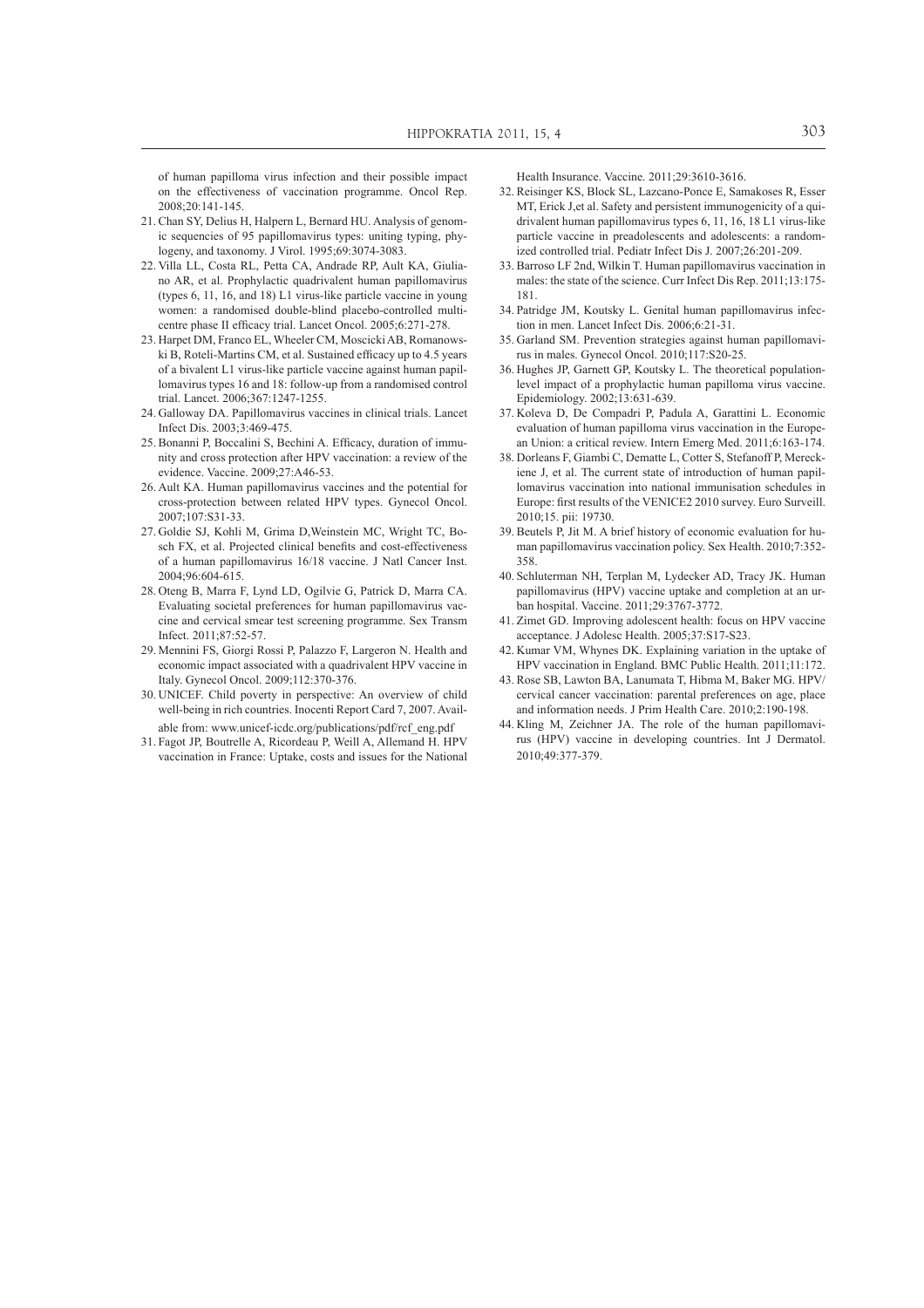of human papilloma virus infection and their possible impact on the effectiveness of vaccination programme. Oncol Rep. 2008;20:141-145.

21. Chan SY, Delius H, Halpern L, Bernard HU. Analysis of genomic sequencies of 95 papillomavirus types: uniting typing, phylogeny, and taxonomy. J Virol. 1995;69:3074-3083.
22. Villa LL, Costa RL, Petta CA, Andrade RP, Ault KA, Giuliano AR, et al. Prophylactic quadrivalent human papillomavirus (types 6, 11, 16, and 18) L1 virus-like particle vaccine in young women: a randomised double-blind placebo-controlled multicentre phase II efficacy trial. Lancet Oncol. 2005;6:271-278.
23. Harpet DM, Franco EL, Wheeler CM, Moscicki AB, Romanowski B, Roteli-Martins CM, et al. Sustained efficacy up to 4.5 years of a bivalent L1 virus-like particle vaccine against human papillomavirus types 16 and 18: follow-up from a randomised control trial. Lancet. 2006;367:1247-1255.
24. Galloway DA. Papillomavirus vaccines in clinical trials. Lancet Infect Dis. 2003;3:469-475.
25. Bonanni P, Boccalini S, Bechini A. Efficacy, duration of immunity and cross protection after HPV vaccination: a review of the evidence. Vaccine. 2009;27:A46-53.
26. Ault KA. Human papillomavirus vaccines and the potential for cross-protection between related HPV types. Gynecol Oncol. 2007;107:S31-33.
27. Goldie SJ, Kohli M, Grima D,Weinstein MC, Wright TC, Bosch FX, et al. Projected clinical benefits and cost-effectiveness of a human papillomavirus 16/18 vaccine. J Natl Cancer Inst. 2004;96:604-615.
28. Oteng B, Marra F, Lynd LD, Ogilvie G, Patrick D, Marra CA. Evaluating societal preferences for human papillomavirus vaccine and cervical smear test screening programme. Sex Transm Infect. 2011;87:52-57.
29. Mennini FS, Giorgi Rossi P, Palazzo F, Largeron N. Health and economic impact associated with a quadrivalent HPV vaccine in Italy. Gynecol Oncol. 2009;112:370-376.
30. UNICEF. Child poverty in perspective: An overview of child well-being in rich countries. Inocenti Report Card 7, 2007. Available from: www.unicef-icdc.org/publications/pdf/rcf_eng.pdf
31. Fagot JP, Boutrelle A, Ricordeau P, Weill A, Allemand H. HPV vaccination in France: Uptake, costs and issues for the National Health Insurance. Vaccine. 2011;29:3610-3616.
32. Reisinger KS, Block SL, Lazcano-Ponce E, Samakoses R, Esser MT, Erick J,et al. Safety and persistent immunogenicity of a quidrivalent human papillomavirus types 6, 11, 16, 18 L1 virus-like particle vaccine in preadolescents and adolescents: a randomized controlled trial. Pediatr Infect Dis J. 2007;26:201-209.
33. Barroso LF 2nd, Wilkin T. Human papillomavirus vaccination in males: the state of the science. Curr Infect Dis Rep. 2011;13:175-181.
34. Patridge JM, Koutsky L. Genital human papillomavirus infection in men. Lancet Infect Dis. 2006;6:21-31.
35. Garland SM. Prevention strategies against human papillomavirus in males. Gynecol Oncol. 2010;117:S20-25.
36. Hughes JP, Garnett GP, Koutsky L. The theoretical population-level impact of a prophylactic human papilloma virus vaccine. Epidemiology. 2002;13:631-639.
37. Koleva D, De Compadri P, Padula A, Garattini L. Economic evaluation of human papilloma virus vaccination in the European Union: a critical review. Intern Emerg Med. 2011;6:163-174.
38. Dorleans F, Giambi C, Dematte L, Cotter S, Stefanoff P, Mereckiene J, et al. The current state of introduction of human papillomavirus vaccination into national immunisation schedules in Europe: first results of the VENICE2 2010 survey. Euro Surveill. 2010;15. pii: 19730.
39. Beutels P, Jit M. A brief history of economic evaluation for human papillomavirus vaccination policy. Sex Health. 2010;7:352-358.
40. Schluterman NH, Terplan M, Lydecker AD, Tracy JK. Human papillomavirus (HPV) vaccine uptake and completion at an urban hospital. Vaccine. 2011;29:3767-3772.
41. Zimet GD. Improving adolescent health: focus on HPV vaccine acceptance. J Adolesc Health. 2005;37:S17-S23.
42. Kumar VM, Whynes DK. Explaining variation in the uptake of HPV vaccination in England. BMC Public Health. 2011;11:172.
43. Rose SB, Lawton BA, Lanumata T, Hibma M, Baker MG. HPV/cervical cancer vaccination: parental preferences on age, place and information needs. J Prim Health Care. 2010;2:190-198.
44. Kling M, Zeichner JA. The role of the human papillomavirus (HPV) vaccine in developing countries. Int J Dermatol. 2010;49:377-379.